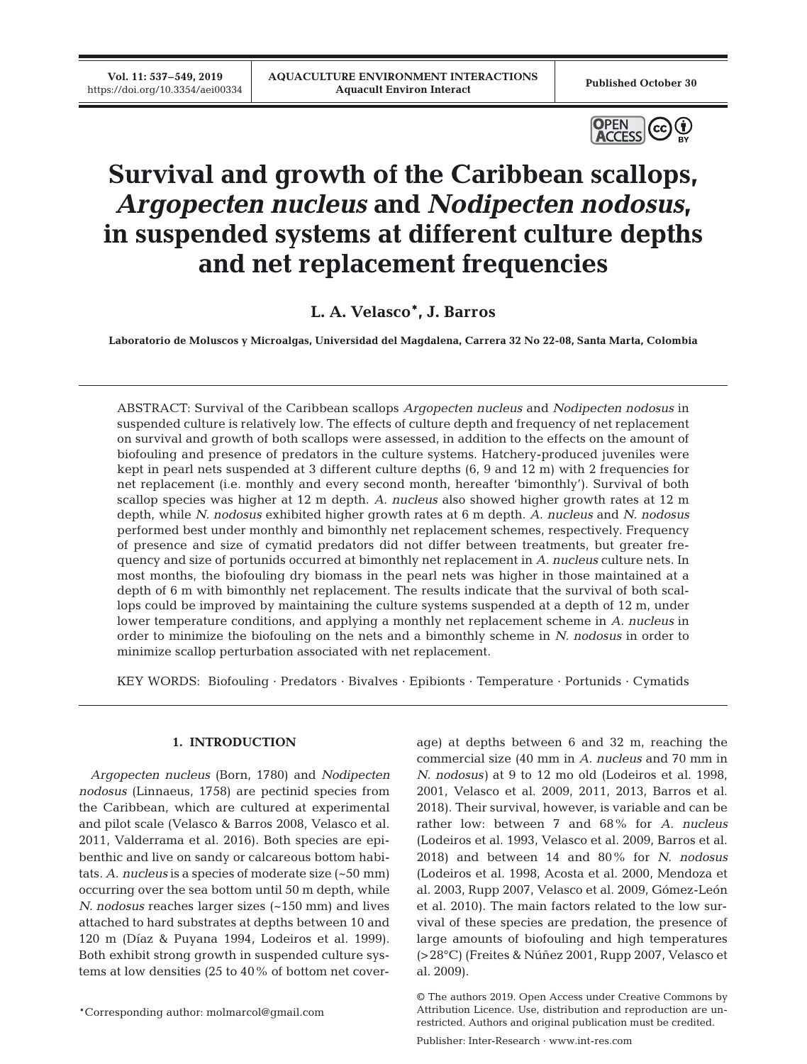# Survival and growth of the Caribbean scallops, *Argopecten nucleus* and *Nodipecten nodosus*, in suspended systems at different culture depths and net replacement frequencies

**L. A. Velasco*, J. Barros**

**Laboratorio de Moluscos y Microalgas, Universidad del Magdalena, Carrera 32 No 22-08, Santa Marta, Colombia**

ABSTRACT: Survival of the Caribbean scallops *Argopecten nucleus* and *Nodipecten nodosus* in suspended culture is relatively low. The effects of culture depth and frequency of net replacement on survival and growth of both scallops were assessed, in addition to the effects on the amount of biofouling and presence of predators in the culture systems. Hatchery-produced juveniles were kept in pearl nets suspended at 3 different culture depths (6, 9 and 12 m) with 2 frequencies for net replacement (i.e. monthly and every second month, hereafter 'bimonthly'). Survival of both scallop species was higher at 12 m depth. *A. nucleus* also showed higher growth rates at 12 m depth, while *N. nodosus* exhibited higher growth rates at 6 m depth. *A. nucleus* and *N. nodosus* performed best under monthly and bimonthly net replacement schemes, respectively. Frequency of presence and size of cymatid predators did not differ between treatments, but greater frequency and size of portunids occurred at bimonthly net replacement in *A. nucleus* culture nets. In most months, the biofouling dry biomass in the pearl nets was higher in those maintained at a depth of 6 m with bimonthly net replacement. The results indicate that the survival of both scallops could be improved by maintaining the culture systems suspended at a depth of 12 m, under lower temperature conditions, and applying a monthly net replacement scheme in *A. nucleus* in order to minimize the biofouling on the nets and a bimonthly scheme in *N. nodosus* in order to minimize scallop perturbation associated with net replacement.

KEY WORDS: Biofouling · Predators · Bivalves · Epibionts · Temperature · Portunids · Cymatids

## 1. INTRODUCTION

*Argopecten nucleus* (Born, 1780) and *Nodipecten nodosus* (Linnaeus, 1758) are pectinid species from the Caribbean, which are cultured at experimental and pilot scale (Velasco & Barros 2008, Velasco et al. 2011, Valderrama et al. 2016). Both species are epibenthic and live on sandy or calcareous bottom habitats. *A. nucleus* is a species of moderate size (~50 mm) occurring over the sea bottom until 50 m depth, while *N. nodosus* reaches larger sizes (~150 mm) and lives attached to hard substrates at depths between 10 and 120 m (Díaz & Puyana 1994, Lodeiros et al. 1999). Both exhibit strong growth in suspended culture systems at low densities (25 to 40% of bottom net coverage) at depths between 6 and 32 m, reaching the commercial size (40 mm in *A. nucleus* and 70 mm in *N. nodosus*) at 9 to 12 mo old (Lodeiros et al. 1998, 2001, Velasco et al. 2009, 2011, 2013, Barros et al. 2018). Their survival, however, is variable and can be rather low: between 7 and 68% for *A. nucleus* (Lodeiros et al. 1993, Velasco et al. 2009, Barros et al. 2018) and between 14 and 80% for *N. nodosus* (Lodeiros et al. 1998, Acosta et al. 2000, Mendoza et al. 2003, Rupp 2007, Velasco et al. 2009, Gómez-León et al. 2010). The main factors related to the low survival of these species are predation, the presence of large amounts of biofouling and high temperatures (>28°C) (Freites & Núñez 2001, Rupp 2007, Velasco et al. 2009).

*Corresponding author: molmarcol@gmail.com

© The authors 2019. Open Access under Creative Commons by Attribution Licence. Use, distribution and reproduction are unrestricted. Authors and original publication must be credited.

Publisher: Inter-Research · www.int-res.com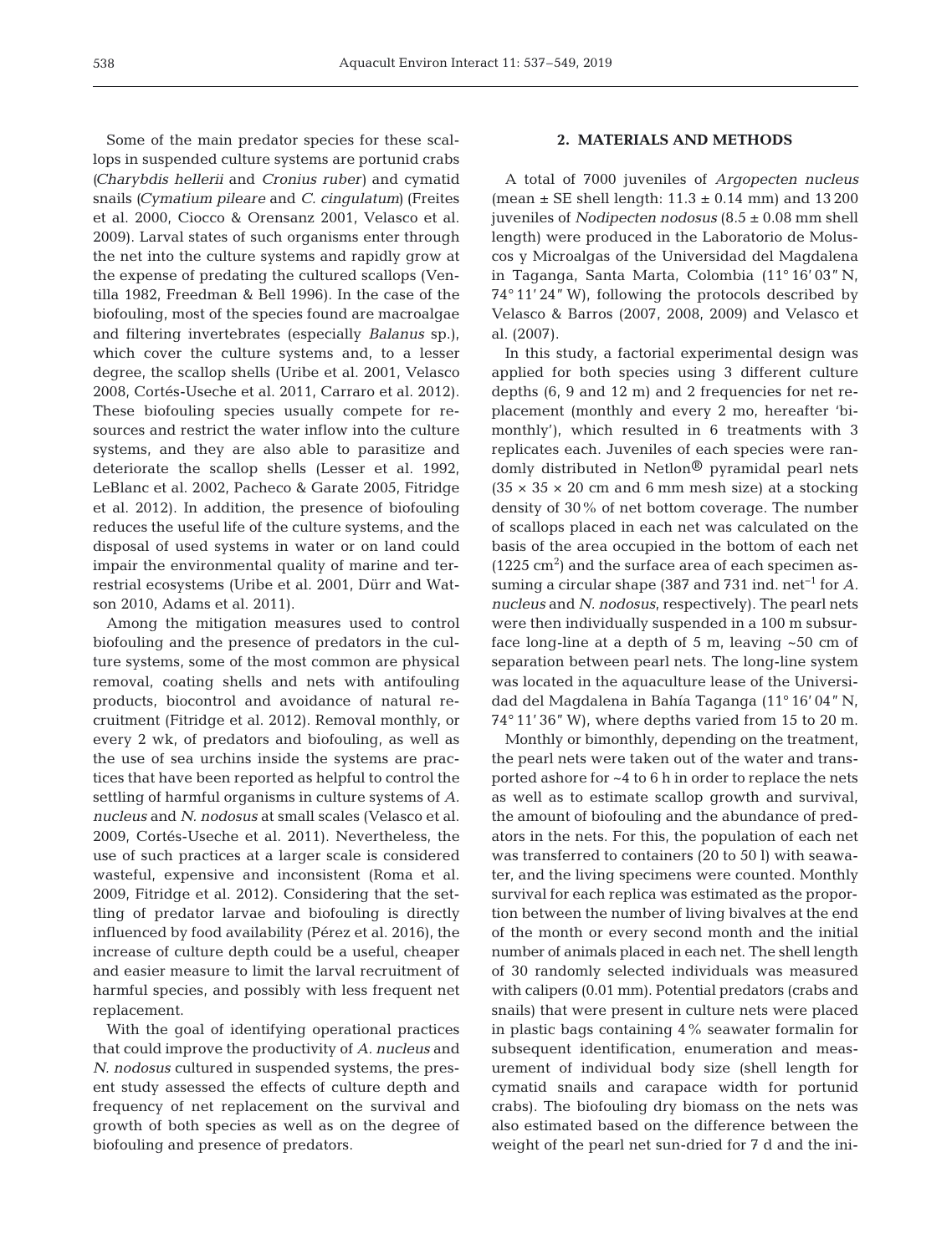Some of the main predator species for these scallops in suspended culture systems are portunid crabs (*Charybdis hellerii* and *Cronius ruber*) and cymatid snails (*Cymatium pileare* and *C. cingulatum*) (Freites et al. 2000, Ciocco & Orensanz 2001, Velasco et al. 2009). Larval states of such organisms enter through the net into the culture systems and rapidly grow at the expense of predating the cultured scallops (Ventilla 1982, Freedman & Bell 1996). In the case of the biofouling, most of the species found are macroalgae and filtering invertebrates (especially *Balanus* sp.), which cover the culture systems and, to a lesser degree, the scallop shells (Uribe et al. 2001, Velasco 2008, Cortés-Useche et al. 2011, Carraro et al. 2012). These biofouling species usually compete for resources and restrict the water inflow into the culture systems, and they are also able to parasitize and deteriorate the scallop shells (Lesser et al. 1992, LeBlanc et al. 2002, Pacheco & Garate 2005, Fitridge et al. 2012). In addition, the presence of biofouling reduces the useful life of the culture systems, and the disposal of used systems in water or on land could impair the environmental quality of marine and terrestrial ecosystems (Uribe et al. 2001, Dürr and Watson 2010, Adams et al. 2011).

Among the mitigation measures used to control biofouling and the presence of predators in the culture systems, some of the most common are physical removal, coating shells and nets with antifouling products, biocontrol and avoidance of natural recruitment (Fitridge et al. 2012). Removal monthly, or every 2 wk, of predators and biofouling, as well as the use of sea urchins inside the systems are practices that have been reported as helpful to control the settling of harmful organisms in culture systems of *A. nucleus* and *N. nodosus* at small scales (Velasco et al. 2009, Cortés-Useche et al. 2011). Nevertheless, the use of such practices at a larger scale is considered wasteful, expensive and inconsistent (Roma et al. 2009, Fitridge et al. 2012). Considering that the settling of predator larvae and biofouling is directly influenced by food availability (Pérez et al. 2016), the increase of culture depth could be a useful, cheaper and easier measure to limit the larval recruitment of harmful species, and possibly with less frequent net replacement.

With the goal of identifying operational practices that could improve the productivity of *A. nucleus* and *N. nodosus* cultured in suspended systems, the present study assessed the effects of culture depth and frequency of net replacement on the survival and growth of both species as well as on the degree of biofouling and presence of predators.

## 2. MATERIALS AND METHODS

A total of 7000 juveniles of *Argopecten nucleus* (mean ± SE shell length: 11.3 ± 0.14 mm) and 13 200 juveniles of *Nodipecten nodosus* (8.5 ± 0.08 mm shell length) were produced in the Laboratorio de Moluscos y Microalgas of the Universidad del Magdalena in Taganga, Santa Marta, Colombia (11° 16′ 03″ N, 74° 11′ 24″ W), following the protocols described by Velasco & Barros (2007, 2008, 2009) and Velasco et al. (2007).

In this study, a factorial experimental design was applied for both species using 3 different culture depths (6, 9 and 12 m) and 2 frequencies for net replacement (monthly and every 2 mo, hereafter 'bimonthly'), which resulted in 6 treatments with 3 replicates each. Juveniles of each species were randomly distributed in Netlon® pyramidal pearl nets (35 × 35 × 20 cm and 6 mm mesh size) at a stocking density of 30% of net bottom coverage. The number of scallops placed in each net was calculated on the basis of the area occupied in the bottom of each net (1225 $cm^2$) and the surface area of each specimen assuming a circular shape (387 and 731 ind. $net^{-1}$ for *A. nucleus* and *N. nodosus*, respectively). The pearl nets were then individually suspended in a 100 m subsurface long-line at a depth of 5 m, leaving ~50 cm of separation between pearl nets. The long-line system was located in the aquaculture lease of the Universidad del Magdalena in Bahía Taganga (11° 16′ 04″ N, 74° 11′ 36″ W), where depths varied from 15 to 20 m.

Monthly or bimonthly, depending on the treatment, the pearl nets were taken out of the water and transported ashore for ~4 to 6 h in order to replace the nets as well as to estimate scallop growth and survival, the amount of biofouling and the abundance of predators in the nets. For this, the population of each net was transferred to containers (20 to 50 l) with seawater, and the living specimens were counted. Monthly survival for each replica was estimated as the proportion between the number of living bivalves at the end of the month or every second month and the initial number of animals placed in each net. The shell length of 30 randomly selected individuals was measured with calipers (0.01 mm). Potential predators (crabs and snails) that were present in culture nets were placed in plastic bags containing 4% seawater formalin for subsequent identification, enumeration and measurement of individual body size (shell length for cymatid snails and carapace width for portunid crabs). The biofouling dry biomass on the nets was also estimated based on the difference between the weight of the pearl net sun-dried for 7 d and the ini-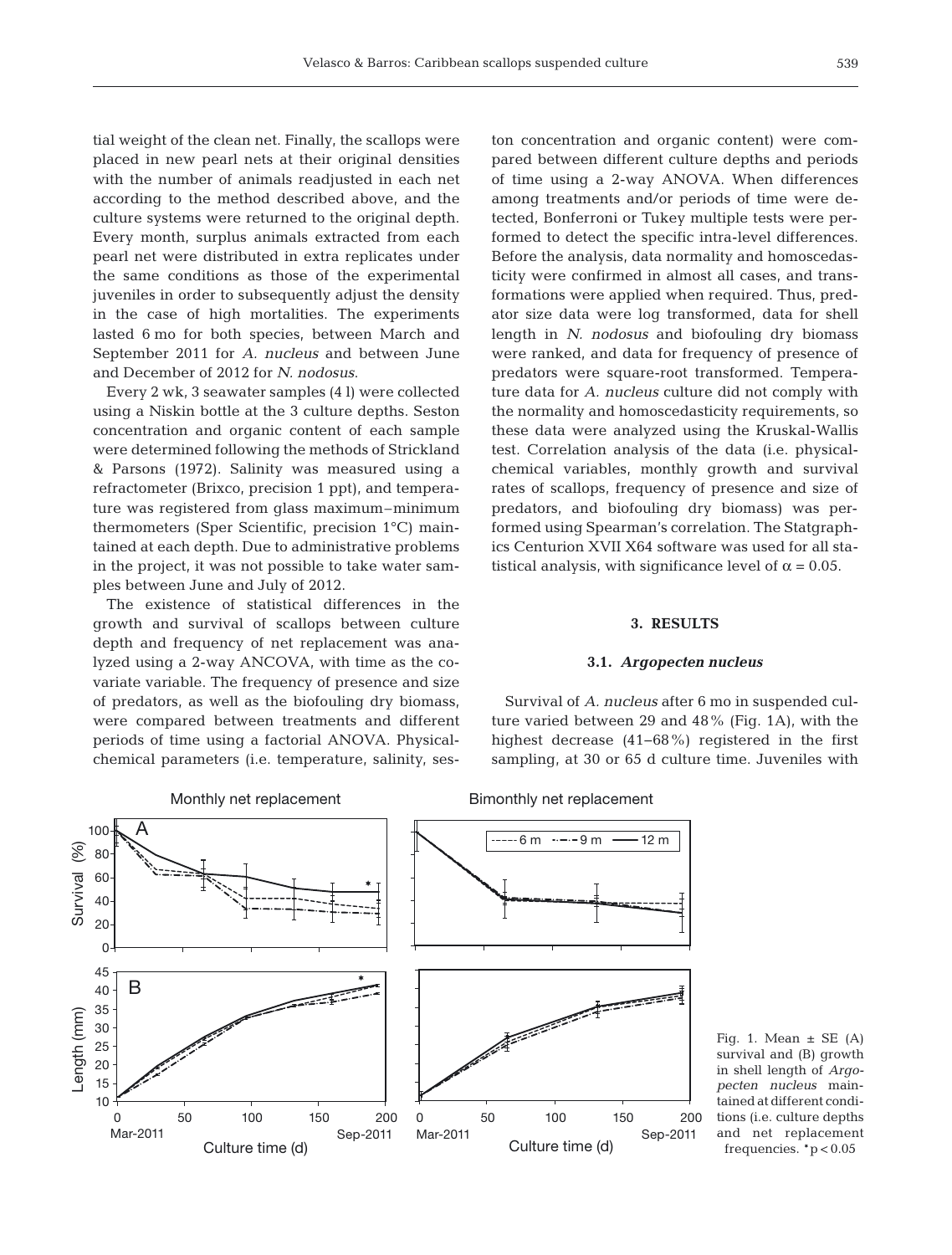tial weight of the clean net. Finally, the scallops were placed in new pearl nets at their original densities with the number of animals readjusted in each net according to the method described above, and the culture systems were returned to the original depth. Every month, surplus animals extracted from each pearl net were distributed in extra replicates under the same conditions as those of the experimental juveniles in order to subsequently adjust the density in the case of high mortalities. The experiments lasted 6 mo for both species, between March and September 2011 for *A. nucleus* and between June and December of 2012 for *N. nodosus*.

Every 2 wk, 3 seawater samples (4 l) were collected using a Niskin bottle at the 3 culture depths. Seston concentration and organic content of each sample were determined following the methods of Strickland & Parsons (1972). Salinity was measured using a refractometer (Brixco, precision 1 ppt), and temperature was registered from glass maximum–minimum thermometers (Sper Scientific, precision 1°C) maintained at each depth. Due to administrative problems in the project, it was not possible to take water samples between June and July of 2012.

The existence of statistical differences in the growth and survival of scallops between culture depth and frequency of net replacement was analyzed using a 2-way ANCOVA, with time as the covariate variable. The frequency of presence and size of predators, as well as the biofouling dry biomass, were compared between treatments and different periods of time using a factorial ANOVA. Physical-chemical parameters (i.e. temperature, salinity, seston concentration and organic content) were compared between different culture depths and periods of time using a 2-way ANOVA. When differences among treatments and/or periods of time were detected, Bonferroni or Tukey multiple tests were performed to detect the specific intra-level differences. Before the analysis, data normality and homoscedasticity were confirmed in almost all cases, and transformations were applied when required. Thus, predator size data were log transformed, data for shell length in *N. nodosus* and biofouling dry biomass were ranked, and data for frequency of presence of predators were square-root transformed. Temperature data for *A. nucleus* culture did not comply with the normality and homoscedasticity requirements, so these data were analyzed using the Kruskal-Wallis test. Correlation analysis of the data (i.e. physical-chemical variables, monthly growth and survival rates of scallops, frequency of presence and size of predators, and biofouling dry biomass) was performed using Spearman's correlation. The Statgraphics Centurion XVII X64 software was used for all statistical analysis, with significance level of $\alpha = 0.05$.

## 3. RESULTS

### 3.1. *Argopecten nucleus*

Survival of *A. nucleus* after 6 mo in suspended culture varied between 29 and 48% (Fig. 1A), with the highest decrease (41–68%) registered in the first sampling, at 30 or 65 d culture time. Juveniles with

Fig. 1. Mean ± SE (A) survival and (B) growth in shell length of *Argopecten nucleus* maintained at different conditions (i.e. culture depths and net replacement frequencies. *$p < 0.05$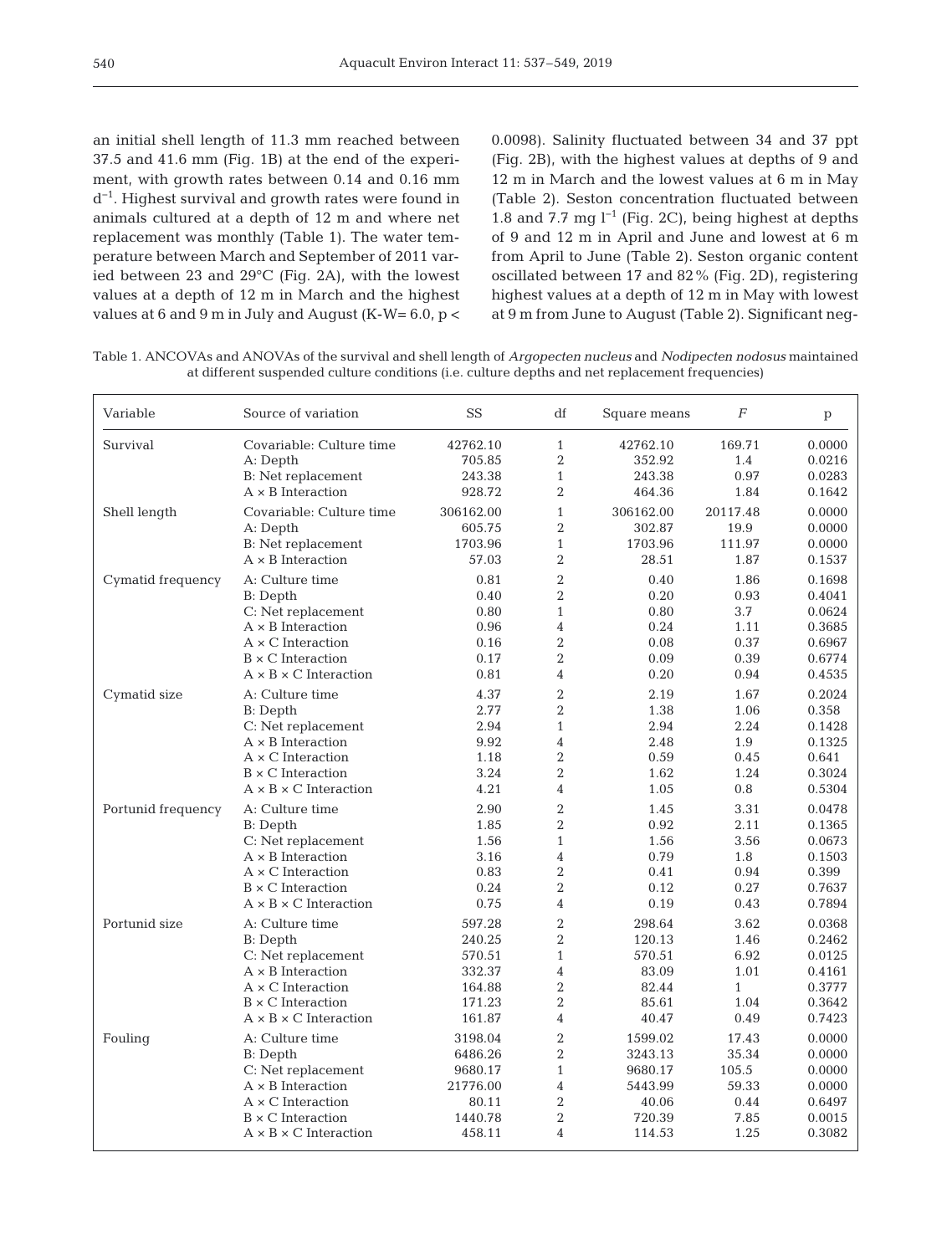an initial shell length of 11.3 mm reached between 37.5 and 41.6 mm (Fig. 1B) at the end of the experiment, with growth rates between 0.14 and 0.16 mm $d^{-1}$. Highest survival and growth rates were found in animals cultured at a depth of 12 m and where net replacement was monthly (Table 1). The water temperature between March and September of 2011 varied between 23 and 29°C (Fig. 2A), with the lowest values at a depth of 12 m in March and the highest values at 6 and 9 m in July and August (K-W= 6.0, $p < 0.0098$). Salinity fluctuated between 34 and 37 ppt (Fig. 2B), with the highest values at depths of 9 and 12 m in March and the lowest values at 6 m in May (Table 2). Seston concentration fluctuated between 1.8 and 7.7 mg $l^{-1}$ (Fig. 2C), being highest at depths of 9 and 12 m in April and June and lowest at 6 m from April to June (Table 2). Seston organic content oscillated between 17 and 82% (Fig. 2D), registering highest values at a depth of 12 m in May with lowest at 9 m from June to August (Table 2). Significant neg-

Table 1. ANCOVAs and ANOVAs of the survival and shell length of *Argopecten nucleus* and *Nodipecten nodosus* maintained at different suspended culture conditions (i.e. culture depths and net replacement frequencies)

| Variable | Source of variation | SS | df | Square means | *F* | p |
|---|---|---|---|---|---|---|
| Survival | Covariable: Culture time | 42762.10 | 1 | 42762.10 | 169.71 | 0.0000 |
| | A: Depth | 705.85 | 2 | 352.92 | 1.4 | 0.0216 |
| | B: Net replacement | 243.38 | 1 | 243.38 | 0.97 | 0.0283 |
| | A × B Interaction | 928.72 | 2 | 464.36 | 1.84 | 0.1642 |
| Shell length | Covariable: Culture time | 306162.00 | 1 | 306162.00 | 20117.48 | 0.0000 |
| | A: Depth | 605.75 | 2 | 302.87 | 19.9 | 0.0000 |
| | B: Net replacement | 1703.96 | 1 | 1703.96 | 111.97 | 0.0000 |
| | A × B Interaction | 57.03 | 2 | 28.51 | 1.87 | 0.1537 |
| Cymatid frequency | A: Culture time | 0.81 | 2 | 0.40 | 1.86 | 0.1698 |
| | B: Depth | 0.40 | 2 | 0.20 | 0.93 | 0.4041 |
| | C: Net replacement | 0.80 | 1 | 0.80 | 3.7 | 0.0624 |
| | A × B Interaction | 0.96 | 4 | 0.24 | 1.11 | 0.3685 |
| | A × C Interaction | 0.16 | 2 | 0.08 | 0.37 | 0.6967 |
| | B × C Interaction | 0.17 | 2 | 0.09 | 0.39 | 0.6774 |
| | A × B × C Interaction | 0.81 | 4 | 0.20 | 0.94 | 0.4535 |
| Cymatid size | A: Culture time | 4.37 | 2 | 2.19 | 1.67 | 0.2024 |
| | B: Depth | 2.77 | 2 | 1.38 | 1.06 | 0.358 |
| | C: Net replacement | 2.94 | 1 | 2.94 | 2.24 | 0.1428 |
| | A × B Interaction | 9.92 | 4 | 2.48 | 1.9 | 0.1325 |
| | A × C Interaction | 1.18 | 2 | 0.59 | 0.45 | 0.641 |
| | B × C Interaction | 3.24 | 2 | 1.62 | 1.24 | 0.3024 |
| | A × B × C Interaction | 4.21 | 4 | 1.05 | 0.8 | 0.5304 |
| Portunid frequency | A: Culture time | 2.90 | 2 | 1.45 | 3.31 | 0.0478 |
| | B: Depth | 1.85 | 2 | 0.92 | 2.11 | 0.1365 |
| | C: Net replacement | 1.56 | 1 | 1.56 | 3.56 | 0.0673 |
| | A × B Interaction | 3.16 | 4 | 0.79 | 1.8 | 0.1503 |
| | A × C Interaction | 0.83 | 2 | 0.41 | 0.94 | 0.399 |
| | B × C Interaction | 0.24 | 2 | 0.12 | 0.27 | 0.7637 |
| | A × B × C Interaction | 0.75 | 4 | 0.19 | 0.43 | 0.7894 |
| Portunid size | A: Culture time | 597.28 | 2 | 298.64 | 3.62 | 0.0368 |
| | B: Depth | 240.25 | 2 | 120.13 | 1.46 | 0.2462 |
| | C: Net replacement | 570.51 | 1 | 570.51 | 6.92 | 0.0125 |
| | A × B Interaction | 332.37 | 4 | 83.09 | 1.01 | 0.4161 |
| | A × C Interaction | 164.88 | 2 | 82.44 | 1 | 0.3777 |
| | B × C Interaction | 171.23 | 2 | 85.61 | 1.04 | 0.3642 |
| | A × B × C Interaction | 161.87 | 4 | 40.47 | 0.49 | 0.7423 |
| Fouling | A: Culture time | 3198.04 | 2 | 1599.02 | 17.43 | 0.0000 |
| | B: Depth | 6486.26 | 2 | 3243.13 | 35.34 | 0.0000 |
| | C: Net replacement | 9680.17 | 1 | 9680.17 | 105.5 | 0.0000 |
| | A × B Interaction | 21776.00 | 4 | 5443.99 | 59.33 | 0.0000 |
| | A × C Interaction | 80.11 | 2 | 40.06 | 0.44 | 0.6497 |
| | B × C Interaction | 1440.78 | 2 | 720.39 | 7.85 | 0.0015 |
| | A × B × C Interaction | 458.11 | 4 | 114.53 | 1.25 | 0.3082 |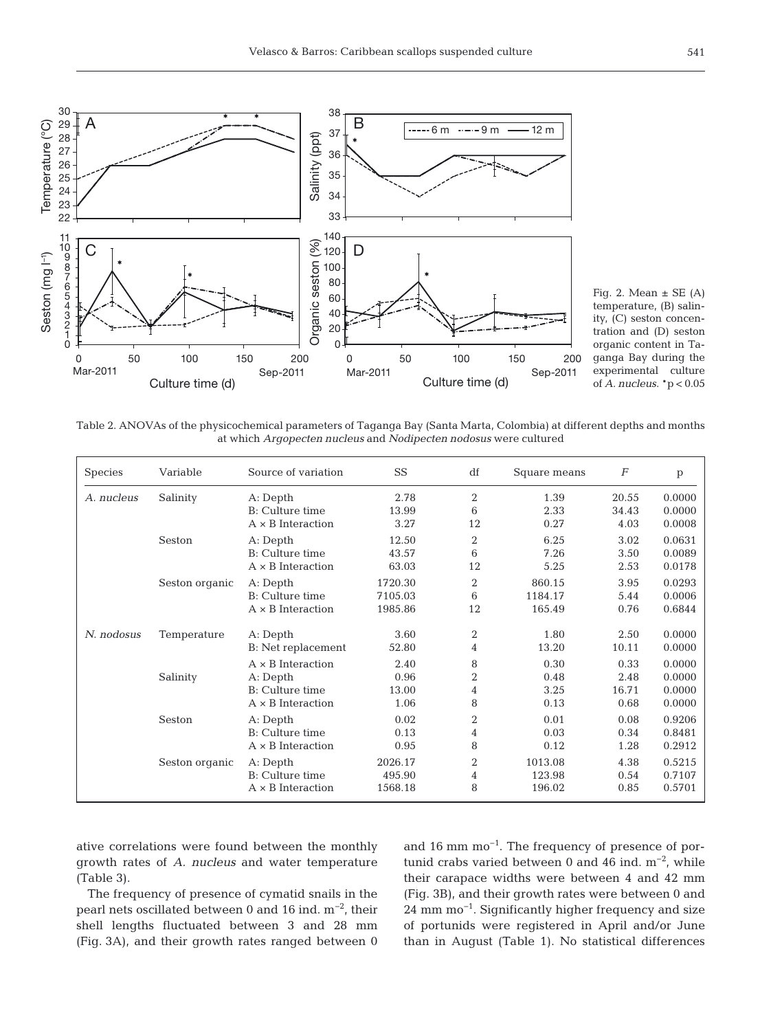Fig. 2. Mean ± SE (A) temperature, (B) salinity, (C) seston concentration and (D) seston organic content in Taganga Bay during the experimental culture of *A. nucleus*. *$p < 0.05$

Table 2. ANOVAs of the physicochemical parameters of Taganga Bay (Santa Marta, Colombia) at different depths and months at which *Argopecten nucleus* and *Nodipecten nodosus* were cultured

| Species | Variable | Source of variation | SS | df | Square means | *F* | p |
|---|---|---|---|---|---|---|---|
| *A. nucleus* | Salinity | A: Depth | 2.78 | 2 | 1.39 | 20.55 | 0.0000 |
| | | B: Culture time | 13.99 | 6 | 2.33 | 34.43 | 0.0000 |
| | | A × B Interaction | 3.27 | 12 | 0.27 | 4.03 | 0.0008 |
| | Seston | A: Depth | 12.50 | 2 | 6.25 | 3.02 | 0.0631 |
| | | B: Culture time | 43.57 | 6 | 7.26 | 3.50 | 0.0089 |
| | | A × B Interaction | 63.03 | 12 | 5.25 | 2.53 | 0.0178 |
| | Seston organic | A: Depth | 1720.30 | 2 | 860.15 | 3.95 | 0.0293 |
| | | B: Culture time | 7105.03 | 6 | 1184.17 | 5.44 | 0.0006 |
| | | A × B Interaction | 1985.86 | 12 | 165.49 | 0.76 | 0.6844 |
| *N. nodosus* | Temperature | A: Depth | 3.60 | 2 | 1.80 | 2.50 | 0.0000 |
| | | B: Net replacement | 52.80 | 4 | 13.20 | 10.11 | 0.0000 |
| | | A × B Interaction | 2.40 | 8 | 0.30 | 0.33 | 0.0000 |
| | Salinity | A: Depth | 0.96 | 2 | 0.48 | 2.48 | 0.0000 |
| | | B: Culture time | 13.00 | 4 | 3.25 | 16.71 | 0.0000 |
| | | A × B Interaction | 1.06 | 8 | 0.13 | 0.68 | 0.0000 |
| | Seston | A: Depth | 0.02 | 2 | 0.01 | 0.08 | 0.9206 |
| | | B: Culture time | 0.13 | 4 | 0.03 | 0.34 | 0.8481 |
| | | A × B Interaction | 0.95 | 8 | 0.12 | 1.28 | 0.2912 |
| | Seston organic | A: Depth | 2026.17 | 2 | 1013.08 | 4.38 | 0.5215 |
| | | B: Culture time | 495.90 | 4 | 123.98 | 0.54 | 0.7107 |
| | | A × B Interaction | 1568.18 | 8 | 196.02 | 0.85 | 0.5701 |

ative correlations were found between the monthly growth rates of *A. nucleus* and water temperature (Table 3).

The frequency of presence of cymatid snails in the pearl nets oscillated between 0 and 16 ind. $m^{-2}$, their shell lengths fluctuated between 3 and 28 mm (Fig. 3A), and their growth rates ranged between 0 and 16 mm $mo^{-1}$. The frequency of presence of portunid crabs varied between 0 and 46 ind. $m^{-2}$, while their carapace widths were between 4 and 42 mm (Fig. 3B), and their growth rates were between 0 and 24 mm $mo^{-1}$. Significantly higher frequency and size of portunids were registered in April and/or June than in August (Table 1). No statistical differences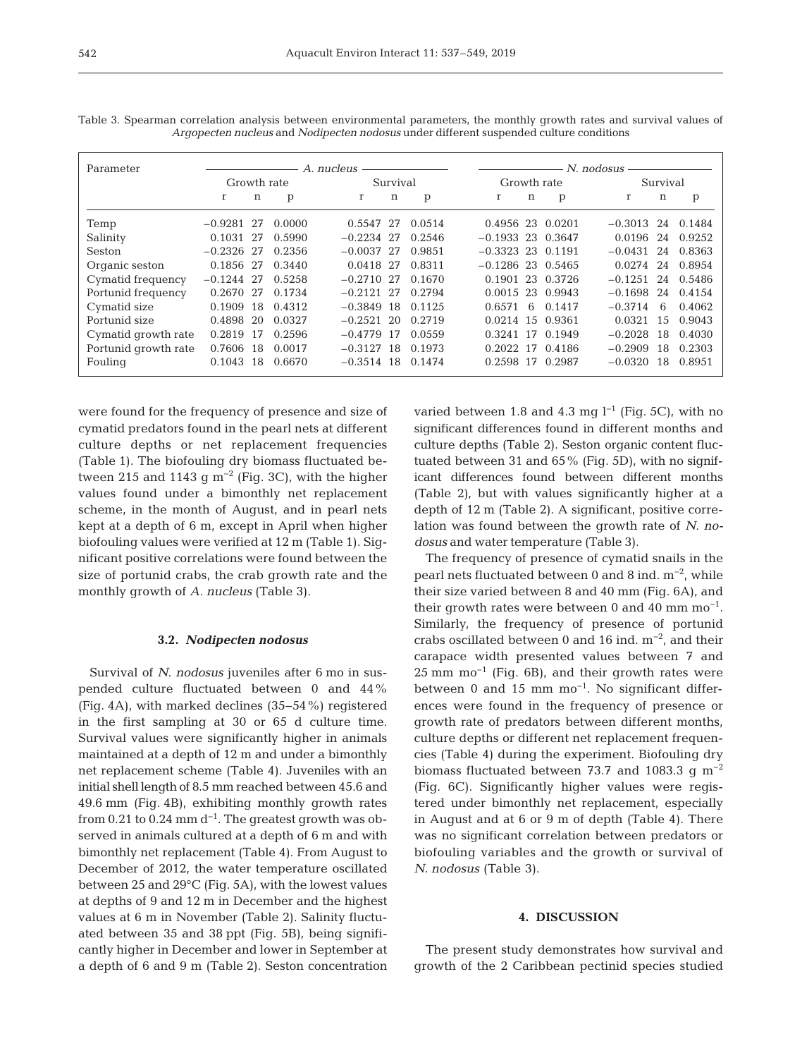Table 3. Spearman correlation analysis between environmental parameters, the monthly growth rates and survival values of *Argopecten nucleus* and *Nodipecten nodosus* under different suspended culture conditions

| Parameter | *A. nucleus* | | | | | | *N. nodosus* | | | | | |
|---|---|---|---|---|---|---|---|---|---|---|---|---|
| | Growth rate | | | Survival | | | Growth rate | | | Survival | | |
| | r | n | p | r | n | p | r | n | p | r | n | p |
| Temp | −0.9281 | 27 | 0.0000 | 0.5547 | 27 | 0.0514 | 0.4956 | 23 | 0.0201 | −0.3013 | 24 | 0.1484 |
| Salinity | 0.1031 | 27 | 0.5990 | −0.2234 | 27 | 0.2546 | −0.1933 | 23 | 0.3647 | 0.0196 | 24 | 0.9252 |
| Seston | −0.2326 | 27 | 0.2356 | −0.0037 | 27 | 0.9851 | −0.3323 | 23 | 0.1191 | −0.0431 | 24 | 0.8363 |
| Organic seston | 0.1856 | 27 | 0.3440 | 0.0418 | 27 | 0.8311 | −0.1286 | 23 | 0.5465 | 0.0274 | 24 | 0.8954 |
| Cymatid frequency | −0.1244 | 27 | 0.5258 | −0.2710 | 27 | 0.1670 | 0.1901 | 23 | 0.3726 | −0.1251 | 24 | 0.5486 |
| Portunid frequency | 0.2670 | 27 | 0.1734 | −0.2121 | 27 | 0.2794 | 0.0015 | 23 | 0.9943 | −0.1698 | 24 | 0.4154 |
| Cymatid size | 0.1909 | 18 | 0.4312 | −0.3849 | 18 | 0.1125 | 0.6571 | 6 | 0.1417 | −0.3714 | 6 | 0.4062 |
| Portunid size | 0.4898 | 20 | 0.0327 | −0.2521 | 20 | 0.2719 | 0.0214 | 15 | 0.9361 | 0.0321 | 15 | 0.9043 |
| Cymatid growth rate | 0.2819 | 17 | 0.2596 | −0.4779 | 17 | 0.0559 | 0.3241 | 17 | 0.1949 | −0.2028 | 18 | 0.4030 |
| Portunid growth rate | 0.7606 | 18 | 0.0017 | −0.3127 | 18 | 0.1973 | 0.2022 | 17 | 0.4186 | −0.2909 | 18 | 0.2303 |
| Fouling | 0.1043 | 18 | 0.6670 | −0.3514 | 18 | 0.1474 | 0.2598 | 17 | 0.2987 | −0.0320 | 18 | 0.8951 |

were found for the frequency of presence and size of cymatid predators found in the pearl nets at different culture depths or net replacement frequencies (Table 1). The biofouling dry biomass fluctuated between 215 and 1143 g m$^{-2}$ (Fig. 3C), with the higher values found under a bimonthly net replacement scheme, in the month of August, and in pearl nets kept at a depth of 6 m, except in April when higher biofouling values were verified at 12 m (Table 1). Significant positive correlations were found between the size of portunid crabs, the crab growth rate and the monthly growth of *A. nucleus* (Table 3).

### 3.2. *Nodipecten nodosus*

Survival of *N. nodosus* juveniles after 6 mo in suspended culture fluctuated between 0 and 44% (Fig. 4A), with marked declines (35–54%) registered in the first sampling at 30 or 65 d culture time. Survival values were significantly higher in animals maintained at a depth of 12 m and under a bimonthly net replacement scheme (Table 4). Juveniles with an initial shell length of 8.5 mm reached between 45.6 and 49.6 mm (Fig. 4B), exhibiting monthly growth rates from 0.21 to 0.24 mm d$^{-1}$. The greatest growth was observed in animals cultured at a depth of 6 m and with bimonthly net replacement (Table 4). From August to December of 2012, the water temperature oscillated between 25 and 29°C (Fig. 5A), with the lowest values at depths of 9 and 12 m in December and the highest values at 6 m in November (Table 2). Salinity fluctuated between 35 and 38 ppt (Fig. 5B), being significantly higher in December and lower in September at a depth of 6 and 9 m (Table 2). Seston concentration varied between 1.8 and 4.3 mg l$^{-1}$ (Fig. 5C), with no significant differences found in different months and culture depths (Table 2). Seston organic content fluctuated between 31 and 65% (Fig. 5D), with no significant differences found between different months (Table 2), but with values significantly higher at a depth of 12 m (Table 2). A significant, positive correlation was found between the growth rate of *N. nodosus* and water temperature (Table 3).

The frequency of presence of cymatid snails in the pearl nets fluctuated between 0 and 8 ind. m$^{-2}$, while their size varied between 8 and 40 mm (Fig. 6A), and their growth rates were between 0 and 40 mm mo$^{-1}$. Similarly, the frequency of presence of portunid crabs oscillated between 0 and 16 ind. m$^{-2}$, and their carapace width presented values between 7 and 25 mm mo$^{-1}$ (Fig. 6B), and their growth rates were between 0 and 15 mm mo$^{-1}$. No significant differences were found in the frequency of presence or growth rate of predators between different months, culture depths or different net replacement frequencies (Table 4) during the experiment. Biofouling dry biomass fluctuated between 73.7 and 1083.3 g m$^{-2}$ (Fig. 6C). Significantly higher values were registered under bimonthly net replacement, especially in August and at 6 or 9 m of depth (Table 4). There was no significant correlation between predators or biofouling variables and the growth or survival of *N. nodosus* (Table 3).

## 4. DISCUSSION

The present study demonstrates how survival and growth of the 2 Caribbean pectinid species studied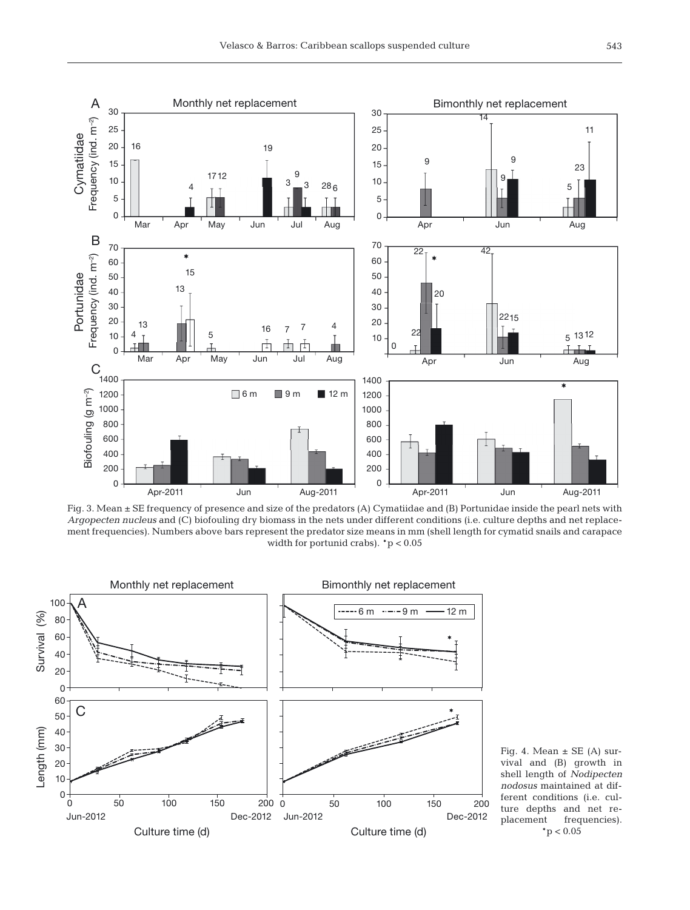Fig. 3. Mean ± SE frequency of presence and size of the predators (A) Cymatiidae and (B) Portunidae inside the pearl nets with *Argopecten nucleus* and (C) biofouling dry biomass in the nets under different conditions (i.e. culture depths and net replacement frequencies). Numbers above bars represent the predator size means in mm (shell length for cymatid snails and carapace width for portunid crabs). *$p < 0.05$

Fig. 4. Mean ± SE (A) survival and (B) growth in shell length of *Nodipecten nodosus* maintained at different conditions (i.e. culture depths and net replacement frequencies). *$p < 0.05$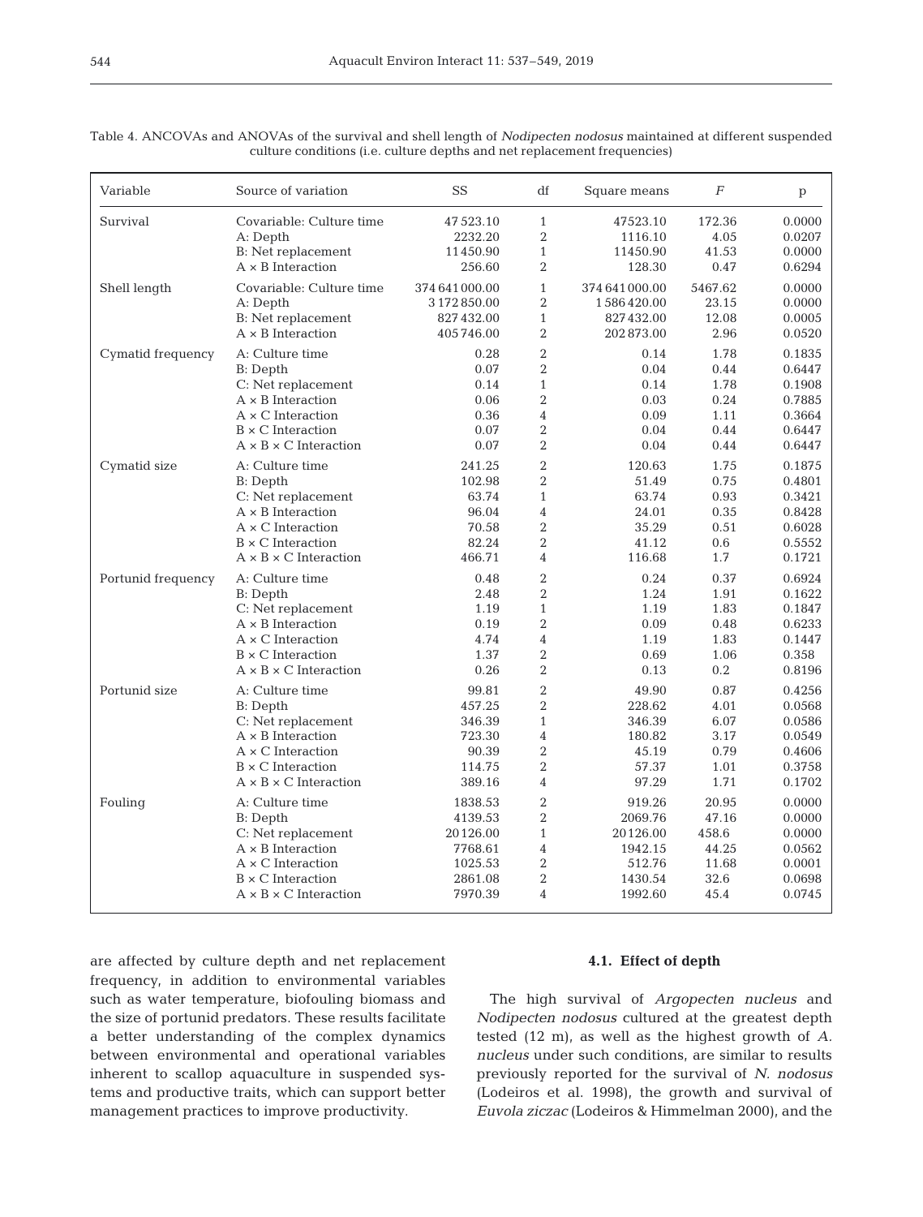Table 4. ANCOVAs and ANOVAs of the survival and shell length of *Nodipecten nodosus* maintained at different suspended culture conditions (i.e. culture depths and net replacement frequencies)

| Variable | Source of variation | SS | df | Square means | *F* | p |
|---|---|---|---|---|---|---|
| Survival | Covariable: Culture time | 47 523.10 | 1 | 47523.10 | 172.36 | 0.0000 |
| | A: Depth | 2232.20 | 2 | 1116.10 | 4.05 | 0.0207 |
| | B: Net replacement | 11 450.90 | 1 | 11450.90 | 41.53 | 0.0000 |
| | A × B Interaction | 256.60 | 2 | 128.30 | 0.47 | 0.6294 |
| Shell length | Covariable: Culture time | 374 641 000.00 | 1 | 374 641 000.00 | 5467.62 | 0.0000 |
| | A: Depth | 3 172 850.00 | 2 | 1 586 420.00 | 23.15 | 0.0000 |
| | B: Net replacement | 827 432.00 | 1 | 827 432.00 | 12.08 | 0.0005 |
| | A × B Interaction | 405 746.00 | 2 | 202 873.00 | 2.96 | 0.0520 |
| Cymatid frequency | A: Culture time | 0.28 | 2 | 0.14 | 1.78 | 0.1835 |
| | B: Depth | 0.07 | 2 | 0.04 | 0.44 | 0.6447 |
| | C: Net replacement | 0.14 | 1 | 0.14 | 1.78 | 0.1908 |
| | A × B Interaction | 0.06 | 2 | 0.03 | 0.24 | 0.7885 |
| | A × C Interaction | 0.36 | 4 | 0.09 | 1.11 | 0.3664 |
| | B × C Interaction | 0.07 | 2 | 0.04 | 0.44 | 0.6447 |
| | A × B × C Interaction | 0.07 | 2 | 0.04 | 0.44 | 0.6447 |
| Cymatid size | A: Culture time | 241.25 | 2 | 120.63 | 1.75 | 0.1875 |
| | B: Depth | 102.98 | 2 | 51.49 | 0.75 | 0.4801 |
| | C: Net replacement | 63.74 | 1 | 63.74 | 0.93 | 0.3421 |
| | A × B Interaction | 96.04 | 4 | 24.01 | 0.35 | 0.8428 |
| | A × C Interaction | 70.58 | 2 | 35.29 | 0.51 | 0.6028 |
| | B × C Interaction | 82.24 | 2 | 41.12 | 0.6 | 0.5552 |
| | A × B × C Interaction | 466.71 | 4 | 116.68 | 1.7 | 0.1721 |
| Portunid frequency | A: Culture time | 0.48 | 2 | 0.24 | 0.37 | 0.6924 |
| | B: Depth | 2.48 | 2 | 1.24 | 1.91 | 0.1622 |
| | C: Net replacement | 1.19 | 1 | 1.19 | 1.83 | 0.1847 |
| | A × B Interaction | 0.19 | 2 | 0.09 | 0.48 | 0.6233 |
| | A × C Interaction | 4.74 | 4 | 1.19 | 1.83 | 0.1447 |
| | B × C Interaction | 1.37 | 2 | 0.69 | 1.06 | 0.358 |
| | A × B × C Interaction | 0.26 | 2 | 0.13 | 0.2 | 0.8196 |
| Portunid size | A: Culture time | 99.81 | 2 | 49.90 | 0.87 | 0.4256 |
| | B: Depth | 457.25 | 2 | 228.62 | 4.01 | 0.0568 |
| | C: Net replacement | 346.39 | 1 | 346.39 | 6.07 | 0.0586 |
| | A × B Interaction | 723.30 | 4 | 180.82 | 3.17 | 0.0549 |
| | A × C Interaction | 90.39 | 2 | 45.19 | 0.79 | 0.4606 |
| | B × C Interaction | 114.75 | 2 | 57.37 | 1.01 | 0.3758 |
| | A × B × C Interaction | 389.16 | 4 | 97.29 | 1.71 | 0.1702 |
| Fouling | A: Culture time | 1838.53 | 2 | 919.26 | 20.95 | 0.0000 |
| | B: Depth | 4139.53 | 2 | 2069.76 | 47.16 | 0.0000 |
| | C: Net replacement | 20 126.00 | 1 | 20 126.00 | 458.6 | 0.0000 |
| | A × B Interaction | 7768.61 | 4 | 1942.15 | 44.25 | 0.0562 |
| | A × C Interaction | 1025.53 | 2 | 512.76 | 11.68 | 0.0001 |
| | B × C Interaction | 2861.08 | 2 | 1430.54 | 32.6 | 0.0698 |
| | A × B × C Interaction | 7970.39 | 4 | 1992.60 | 45.4 | 0.0745 |

are affected by culture depth and net replacement frequency, in addition to environmental variables such as water temperature, biofouling biomass and the size of portunid predators. These results facilitate a better understanding of the complex dynamics between environmental and operational variables inherent to scallop aquaculture in suspended systems and productive traits, which can support better management practices to improve productivity.

### 4.1. Effect of depth

The high survival of *Argopecten nucleus* and *Nodipecten nodosus* cultured at the greatest depth tested (12 m), as well as the highest growth of *A. nucleus* under such conditions, are similar to results previously reported for the survival of *N. nodosus* (Lodeiros et al. 1998), the growth and survival of *Euvola ziczac* (Lodeiros & Himmelman 2000), and the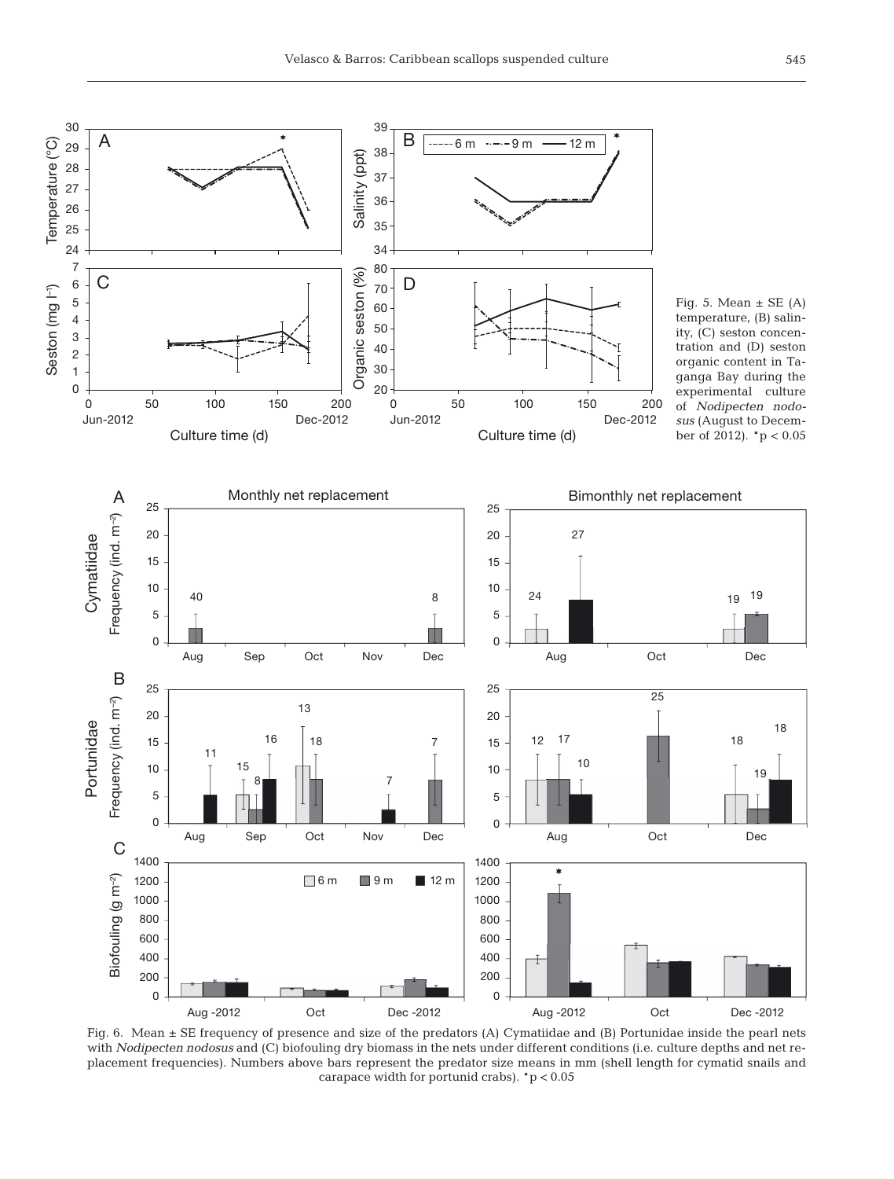Fig. 5. Mean ± SE (A) temperature, (B) salinity, (C) seston concentration and (D) seston organic content in Taganga Bay during the experimental culture of *Nodipecten nodosus* (August to December of 2012). *$p < 0.05$

Fig. 6. Mean ± SE frequency of presence and size of the predators (A) Cymatiidae and (B) Portunidae inside the pearl nets with *Nodipecten nodosus* and (C) biofouling dry biomass in the nets under different conditions (i.e. culture depths and net replacement frequencies). Numbers above bars represent the predator size means in mm (shell length for cymatid snails and carapace width for portunid crabs). *$p < 0.05$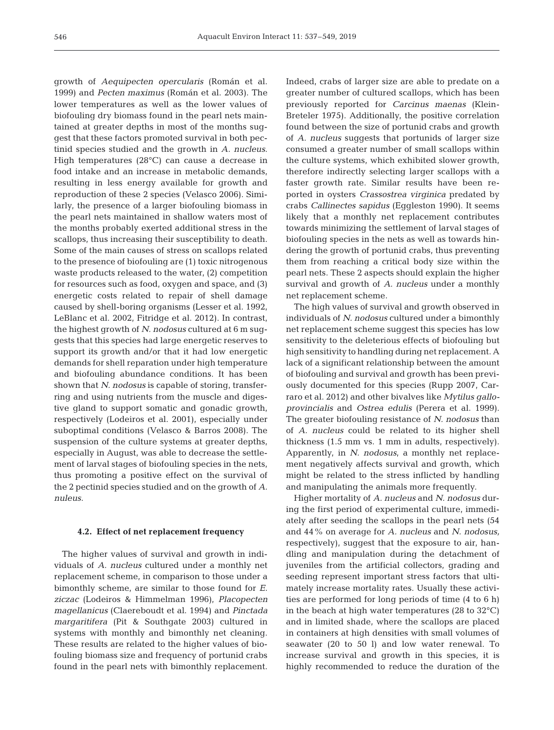growth of *Aequipecten opercularis* (Román et al. 1999) and *Pecten maximus* (Román et al. 2003). The lower temperatures as well as the lower values of biofouling dry biomass found in the pearl nets maintained at greater depths in most of the months suggest that these factors promoted survival in both pectinid species studied and the growth in *A. nucleus*. High temperatures (28°C) can cause a decrease in food intake and an increase in metabolic demands, resulting in less energy available for growth and reproduction of these 2 species (Velasco 2006). Similarly, the presence of a larger biofouling biomass in the pearl nets maintained in shallow waters most of the months probably exerted additional stress in the scallops, thus increasing their susceptibility to death. Some of the main causes of stress on scallops related to the presence of biofouling are (1) toxic nitrogenous waste products released to the water, (2) competition for resources such as food, oxygen and space, and (3) energetic costs related to repair of shell damage caused by shell-boring organisms (Lesser et al. 1992, LeBlanc et al. 2002, Fitridge et al. 2012). In contrast, the highest growth of *N. nodosus* cultured at 6 m suggests that this species had large energetic reserves to support its growth and/or that it had low energetic demands for shell reparation under high temperature and biofouling abundance conditions. It has been shown that *N. nodosus* is capable of storing, transferring and using nutrients from the muscle and digestive gland to support somatic and gonadic growth, respectively (Lodeiros et al. 2001), especially under suboptimal conditions (Velasco & Barros 2008). The suspension of the culture systems at greater depths, especially in August, was able to decrease the settlement of larval stages of biofouling species in the nets, thus promoting a positive effect on the survival of the 2 pectinid species studied and on the growth of *A. nuleus*.

### 4.2. Effect of net replacement frequency

The higher values of survival and growth in individuals of *A. nucleus* cultured under a monthly net replacement scheme, in comparison to those under a bimonthly scheme, are similar to those found for *E. ziczac* (Lodeiros & Himmelman 1996), *Placopecten magellanicus* (Claereboudt et al. 1994) and *Pinctada margaritifera* (Pit & Southgate 2003) cultured in systems with monthly and bimonthly net cleaning. These results are related to the higher values of biofouling biomass size and frequency of portunid crabs found in the pearl nets with bimonthly replacement. Indeed, crabs of larger size are able to predate on a greater number of cultured scallops, which has been previously reported for *Carcinus maenas* (Klein-Breteler 1975). Additionally, the positive correlation found between the size of portunid crabs and growth of *A. nucleus* suggests that portunids of larger size consumed a greater number of small scallops within the culture systems, which exhibited slower growth, therefore indirectly selecting larger scallops with a faster growth rate. Similar results have been reported in oysters *Crassostrea virginica* predated by crabs *Callinectes sapidus* (Eggleston 1990). It seems likely that a monthly net replacement contributes towards minimizing the settlement of larval stages of biofouling species in the nets as well as towards hindering the growth of portunid crabs, thus preventing them from reaching a critical body size within the pearl nets. These 2 aspects should explain the higher survival and growth of *A. nucleus* under a monthly net replacement scheme.

The high values of survival and growth observed in individuals of *N. nodosus* cultured under a bimonthly net replacement scheme suggest this species has low sensitivity to the deleterious effects of biofouling but high sensitivity to handling during net replacement. A lack of a significant relationship between the amount of biofouling and survival and growth has been previously documented for this species (Rupp 2007, Carraro et al. 2012) and other bivalves like *Mytilus galloprovincialis* and *Ostrea edulis* (Perera et al. 1999). The greater biofouling resistance of *N. nodosus* than of *A. nucleus* could be related to its higher shell thickness (1.5 mm vs. 1 mm in adults, respectively). Apparently, in *N. nodosus*, a monthly net replacement negatively affects survival and growth, which might be related to the stress inflicted by handling and manipulating the animals more frequently.

Higher mortality of *A. nucleus* and *N. nodosus* during the first period of experimental culture, immediately after seeding the scallops in the pearl nets (54 and 44% on average for *A. nucleus* and *N. nodosus,* respectively), suggest that the exposure to air, handling and manipulation during the detachment of juveniles from the artificial collectors, grading and seeding represent important stress factors that ultimately increase mortality rates. Usually these activities are performed for long periods of time (4 to 6 h) in the beach at high water temperatures (28 to 32°C) and in limited shade, where the scallops are placed in containers at high densities with small volumes of seawater (20 to 50 l) and low water renewal. To increase survival and growth in this species, it is highly recommended to reduce the duration of the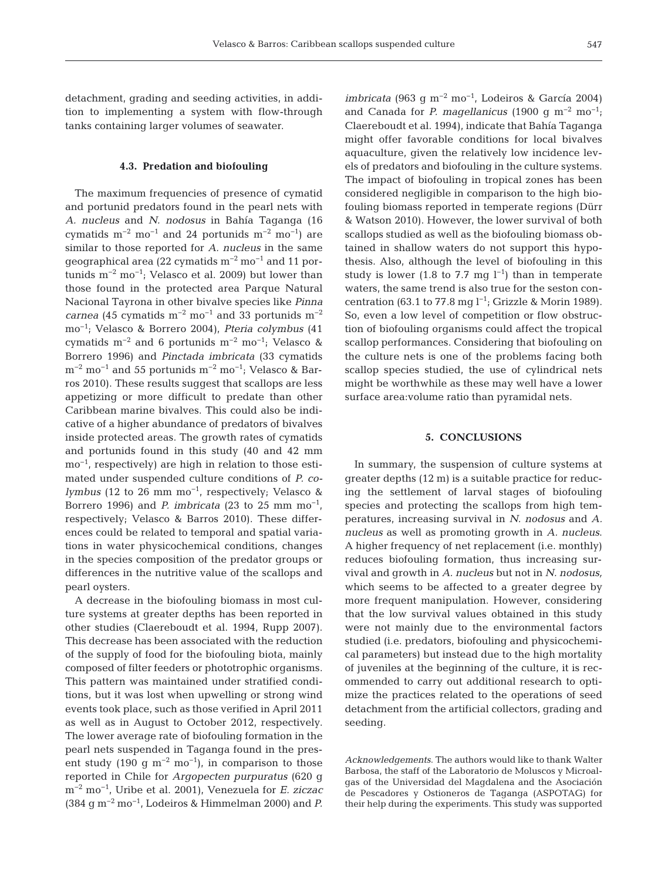detachment, grading and seeding activities, in addition to implementing a system with flow-through tanks containing larger volumes of seawater.

### 4.3. Predation and biofouling

The maximum frequencies of presence of cymatid and portunid predators found in the pearl nets with *A. nucleus* and *N. nodosus* in Bahía Taganga (16 cymatids $m^{-2}$ $mo^{-1}$ and 24 portunids $m^{-2}$ $mo^{-1}$) are similar to those reported for *A. nucleus* in the same geographical area (22 cymatids $m^{-2}$ $mo^{-1}$ and 11 portunids $m^{-2}$ $mo^{-1}$; Velasco et al. 2009) but lower than those found in the protected area Parque Natural Nacional Tayrona in other bivalve species like *Pinna carnea* (45 cymatids $m^{-2}$ $mo^{-1}$ and 33 portunids $m^{-2}$ $mo^{-1}$; Velasco & Borrero 2004), *Pteria colymbus* (41 cymatids $m^{-2}$ and 6 portunids $m^{-2}$ $mo^{-1}$; Velasco & Borrero 1996) and *Pinctada imbricata* (33 cymatids $m^{-2}$ $mo^{-1}$ and 55 portunids $m^{-2}$ $mo^{-1}$; Velasco & Barros 2010). These results suggest that scallops are less appetizing or more difficult to predate than other Caribbean marine bivalves. This could also be indicative of a higher abundance of predators of bivalves inside protected areas. The growth rates of cymatids and portunids found in this study (40 and 42 mm $mo^{-1}$, respectively) are high in relation to those estimated under suspended culture conditions of *P. colymbus* (12 to 26 mm $mo^{-1}$, respectively; Velasco & Borrero 1996) and *P. imbricata* (23 to 25 mm $mo^{-1}$, respectively; Velasco & Barros 2010). These differences could be related to temporal and spatial variations in water physicochemical conditions, changes in the species composition of the predator groups or differences in the nutritive value of the scallops and pearl oysters.

A decrease in the biofouling biomass in most culture systems at greater depths has been reported in other studies (Claereboudt et al. 1994, Rupp 2007). This decrease has been associated with the reduction of the supply of food for the biofouling biota, mainly composed of filter feeders or phototrophic organisms. This pattern was maintained under stratified conditions, but it was lost when upwelling or strong wind events took place, such as those verified in April 2011 as well as in August to October 2012, respectively. The lower average rate of biofouling formation in the pearl nets suspended in Taganga found in the present study (190 g $m^{-2}$ $mo^{-1}$), in comparison to those reported in Chile for *Argopecten purpuratus* (620 g $m^{-2}$ $mo^{-1}$, Uribe et al. 2001), Venezuela for *E. ziczac* (384 g $m^{-2}$ $mo^{-1}$, Lodeiros & Himmelman 2000) and *P. imbricata* (963 g $m^{-2}$ $mo^{-1}$, Lodeiros & García 2004) and Canada for *P. magellanicus* (1900 g $m^{-2}$ $mo^{-1}$; Claereboudt et al. 1994), indicate that Bahía Taganga might offer favorable conditions for local bivalves aquaculture, given the relatively low incidence levels of predators and biofouling in the culture systems. The impact of biofouling in tropical zones has been considered negligible in comparison to the high biofouling biomass reported in temperate regions (Dürr & Watson 2010). However, the lower survival of both scallops studied as well as the biofouling biomass obtained in shallow waters do not support this hypothesis. Also, although the level of biofouling in this study is lower (1.8 to 7.7 mg $l^{-1}$) than in temperate waters, the same trend is also true for the seston concentration (63.1 to 77.8 mg $l^{-1}$; Grizzle & Morin 1989). So, even a low level of competition or flow obstruction of biofouling organisms could affect the tropical scallop performances. Considering that biofouling on the culture nets is one of the problems facing both scallop species studied, the use of cylindrical nets might be worthwhile as these may well have a lower surface area:volume ratio than pyramidal nets.

## 5. CONCLUSIONS

In summary, the suspension of culture systems at greater depths (12 m) is a suitable practice for reducing the settlement of larval stages of biofouling species and protecting the scallops from high temperatures, increasing survival in *N. nodosus* and *A. nucleus* as well as promoting growth in *A. nucleus*. A higher frequency of net replacement (i.e. monthly) reduces biofouling formation, thus increasing survival and growth in *A. nucleus* but not in *N. nodosus,* which seems to be affected to a greater degree by more frequent manipulation. However, considering that the low survival values obtained in this study were not mainly due to the environmental factors studied (i.e. predators, biofouling and physicochemical parameters) but instead due to the high mortality of juveniles at the beginning of the culture, it is recommended to carry out additional research to optimize the practices related to the operations of seed detachment from the artificial collectors, grading and seeding.

*Acknowledgements*. The authors would like to thank Walter Barbosa, the staff of the Laboratorio de Moluscos y Microalgas of the Universidad del Magdalena and the Asociación de Pescadores y Ostioneros de Taganga (ASPOTAG) for their help during the experiments. This study was supported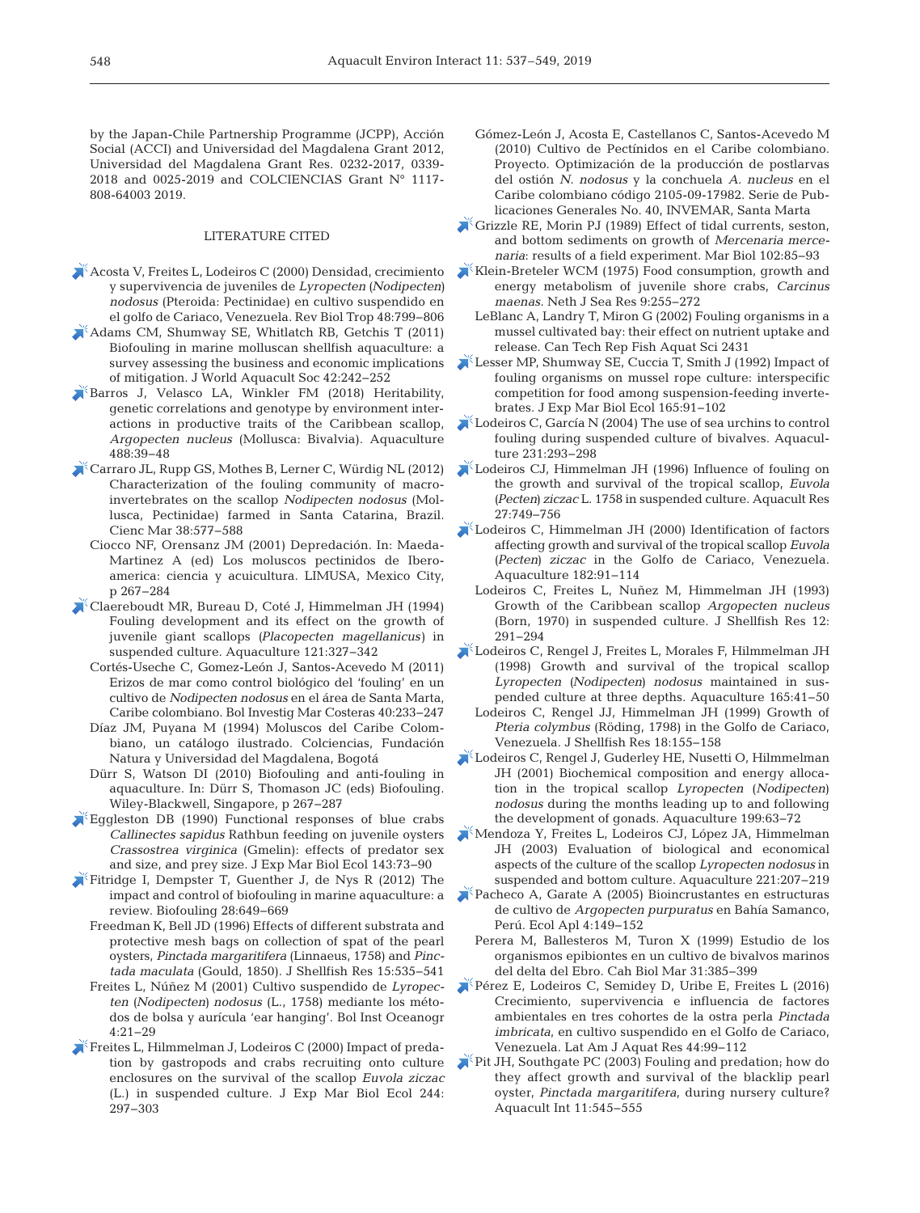by the Japan-Chile Partnership Programme (JCPP), Acción Social (ACCI) and Universidad del Magdalena Grant 2012, Universidad del Magdalena Grant Res. 0232-2017, 0339-2018 and 0025-2019 and COLCIENCIAS Grant N° 1117-808-64003 2019.

## LITERATURE CITED

Acosta V, Freites L, Lodeiros C (2000) Densidad, crecimiento y supervivencia de juveniles de *Lyropecten* (*Nodipecten*) *nodosus* (Pteroida: Pectinidae) en cultivo suspendido en el golfo de Cariaco, Venezuela. Rev Biol Trop 48:799–806

Adams CM, Shumway SE, Whitlatch RB, Getchis T (2011) Biofouling in marine molluscan shellfish aquaculture: a survey assessing the business and economic implications of mitigation. J World Aquacult Soc 42:242–252

Barros J, Velasco LA, Winkler FM (2018) Heritability, genetic correlations and genotype by environment interactions in productive traits of the Caribbean scallop, *Argopecten nucleus* (Mollusca: Bivalvia). Aquaculture 488:39–48

Carraro JL, Rupp GS, Mothes B, Lerner C, Würdig NL (2012) Characterization of the fouling community of macroinvertebrates on the scallop *Nodipecten nodosus* (Mollusca, Pectinidae) farmed in Santa Catarina, Brazil. Cienc Mar 38:577–588

Ciocco NF, Orensanz JM (2001) Depredación. In: Maeda-Martinez A (ed) Los moluscos pectinidos de Iberoamerica: ciencia y acuicultura. LIMUSA, Mexico City, p 267–284

Claereboudt MR, Bureau D, Coté J, Himmelman JH (1994) Fouling development and its effect on the growth of juvenile giant scallops (*Placopecten magellanicus*) in suspended culture. Aquaculture 121:327–342

Cortés-Useche C, Gomez-León J, Santos-Acevedo M (2011) Erizos de mar como control biológico del 'fouling' en un cultivo de *Nodipecten nodosus* en el área de Santa Marta, Caribe colombiano. Bol Investig Mar Costeras 40:233–247

Díaz JM, Puyana M (1994) Moluscos del Caribe Colombiano, un catálogo ilustrado. Colciencias, Fundación Natura y Universidad del Magdalena, Bogotá

Dürr S, Watson DI (2010) Biofouling and anti-fouling in aquaculture. In: Dürr S, Thomason JC (eds) Biofouling. Wiley-Blackwell, Singapore, p 267–287

Eggleston DB (1990) Functional responses of blue crabs *Callinectes sapidus* Rathbun feeding on juvenile oysters *Crassostrea virginica* (Gmelin): effects of predator sex and size, and prey size. J Exp Mar Biol Ecol 143:73–90

Fitridge I, Dempster T, Guenther J, de Nys R (2012) The impact and control of biofouling in marine aquaculture: a review. Biofouling 28:649–669

Freedman K, Bell JD (1996) Effects of different substrata and protective mesh bags on collection of spat of the pearl oysters, *Pinctada margaritifera* (Linnaeus, 1758) and *Pinctada maculata* (Gould, 1850). J Shellfish Res 15:535–541

Freites L, Núñez M (2001) Cultivo suspendido de *Lyropecten* (*Nodipecten*) *nodosus* (L., 1758) mediante los métodos de bolsa y aurícula 'ear hanging'. Bol Inst Oceanogr 4:21–29

Freites L, Hilmmelman J, Lodeiros C (2000) Impact of predation by gastropods and crabs recruiting onto culture enclosures on the survival of the scallop *Euvola ziczac* (L.) in suspended culture. J Exp Mar Biol Ecol 244: 297–303

Gómez-León J, Acosta E, Castellanos C, Santos-Acevedo M (2010) Cultivo de Pectínidos en el Caribe colombiano. Proyecto. Optimización de la producción de postlarvas del ostión *N. nodosus* y la conchuela *A. nucleus* en el Caribe colombiano código 2105-09-17982. Serie de Publicaciones Generales No. 40, INVEMAR, Santa Marta

Grizzle RE, Morin PJ (1989) Effect of tidal currents, seston, and bottom sediments on growth of *Mercenaria mercenaria*: results of a field experiment. Mar Biol 102:85–93

Klein-Breteler WCM (1975) Food consumption, growth and energy metabolism of juvenile shore crabs, *Carcinus maenas*. Neth J Sea Res 9:255–272

LeBlanc A, Landry T, Miron G (2002) Fouling organisms in a mussel cultivated bay: their effect on nutrient uptake and release. Can Tech Rep Fish Aquat Sci 2431

Lesser MP, Shumway SE, Cuccia T, Smith J (1992) Impact of fouling organisms on mussel rope culture: interspecific competition for food among suspension-feeding invertebrates. J Exp Mar Biol Ecol 165:91–102

Lodeiros C, García N (2004) The use of sea urchins to control fouling during suspended culture of bivalves. Aquaculture 231:293–298

Lodeiros CJ, Himmelman JH (1996) Influence of fouling on the growth and survival of the tropical scallop, *Euvola* (*Pecten*) *ziczac* L. 1758 in suspended culture. Aquacult Res 27:749–756

Lodeiros C, Himmelman JH (2000) Identification of factors affecting growth and survival of the tropical scallop *Euvola* (*Pecten*) *ziczac* in the Golfo de Cariaco, Venezuela. Aquaculture 182:91–114

Lodeiros C, Freites L, Nuñez M, Himmelman JH (1993) Growth of the Caribbean scallop *Argopecten nucleus* (Born, 1970) in suspended culture. J Shellfish Res 12: 291–294

Lodeiros C, Rengel J, Freites L, Morales F, Hilmmelman JH (1998) Growth and survival of the tropical scallop *Lyropecten* (*Nodipecten*) *nodosus* maintained in suspended culture at three depths. Aquaculture 165:41–50

Lodeiros C, Rengel JJ, Himmelman JH (1999) Growth of *Pteria colymbus* (Röding, 1798) in the Golfo de Cariaco, Venezuela. J Shellfish Res 18:155–158

Lodeiros C, Rengel J, Guderley HE, Nusetti O, Hilmmelman JH (2001) Biochemical composition and energy allocation in the tropical scallop *Lyropecten* (*Nodipecten*) *nodosus* during the months leading up to and following the development of gonads. Aquaculture 199:63–72

Mendoza Y, Freites L, Lodeiros CJ, López JA, Himmelman JH (2003) Evaluation of biological and economical aspects of the culture of the scallop *Lyropecten nodosus* in suspended and bottom culture. Aquaculture 221:207–219

Pacheco A, Garate A (2005) Bioincrustantes en estructuras de cultivo de *Argopecten purpuratus* en Bahía Samanco, Perú. Ecol Apl 4:149–152

Perera M, Ballesteros M, Turon X (1999) Estudio de los organismos epibiontes en un cultivo de bivalvos marinos del delta del Ebro. Cah Biol Mar 31:385–399

Pérez E, Lodeiros C, Semidey D, Uribe E, Freites L (2016) Crecimiento, supervivencia e influencia de factores ambientales en tres cohortes de la ostra perla *Pinctada imbricata*, en cultivo suspendido en el Golfo de Cariaco, Venezuela. Lat Am J Aquat Res 44:99–112

Pit JH, Southgate PC (2003) Fouling and predation; how do they affect growth and survival of the blacklip pearl oyster, *Pinctada margaritifera*, during nursery culture? Aquacult Int 11:545–555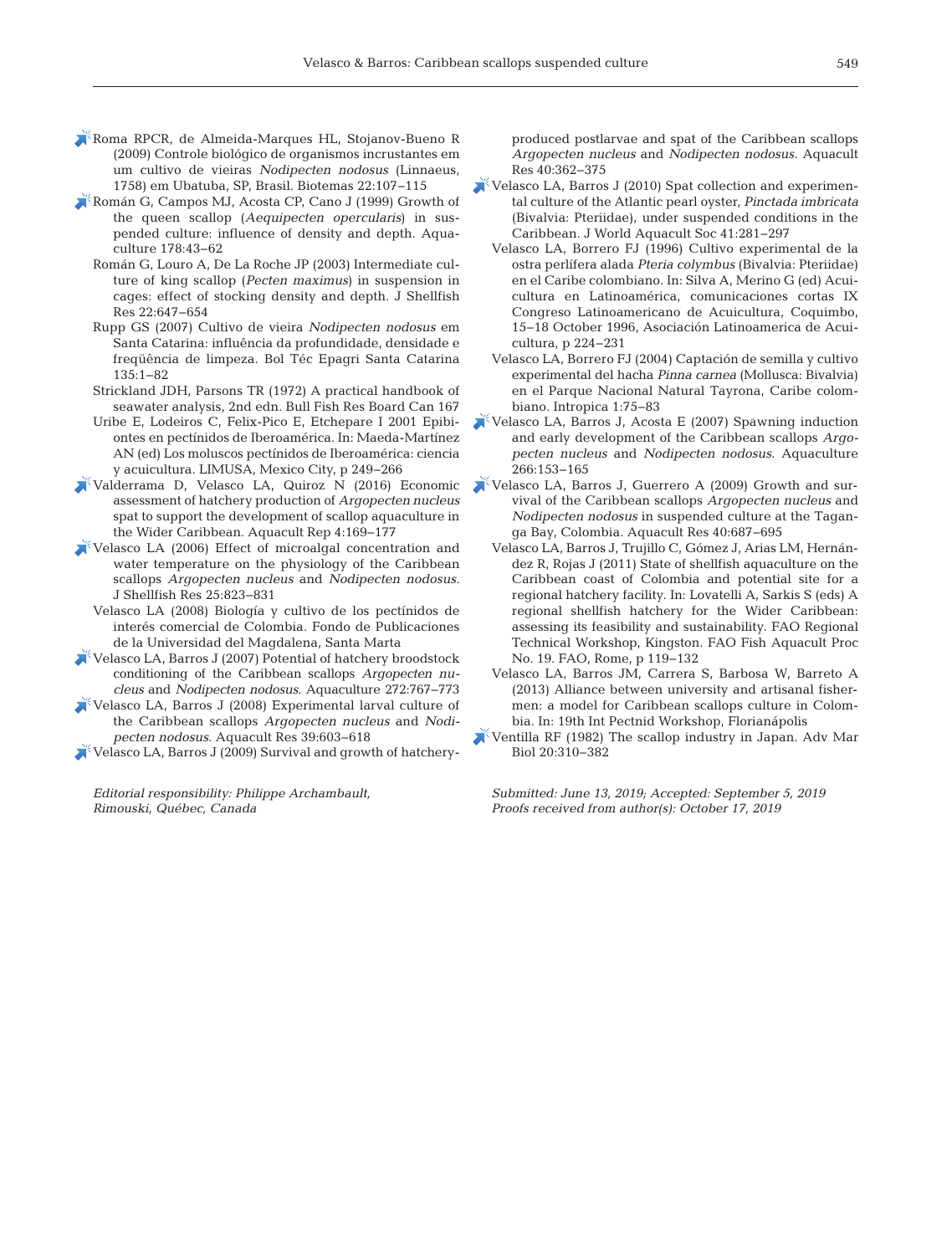Roma RPCR, de Almeida-Marques HL, Stojanov-Bueno R (2009) Controle biológico de organismos incrustantes em um cultivo de vieiras *Nodipecten nodosus* (Linnaeus, 1758) em Ubatuba, SP, Brasil. Biotemas 22:107−115

Román G, Campos MJ, Acosta CP, Cano J (1999) Growth of the queen scallop (*Aequipecten opercularis*) in suspended culture: influence of density and depth. Aquaculture 178:43−62

Román G, Louro A, De La Roche JP (2003) Intermediate culture of king scallop (*Pecten maximus*) in suspension in cages: effect of stocking density and depth. J Shellfish Res 22:647−654

Rupp GS (2007) Cultivo de vieira *Nodipecten nodosus* em Santa Catarina: influência da profundidade, densidade e freqüência de limpeza. Bol Téc Epagri Santa Catarina 135:1−82

Strickland JDH, Parsons TR (1972) A practical handbook of seawater analysis, 2nd edn. Bull Fish Res Board Can 167

Uribe E, Lodeiros C, Felix-Pico E, Etchepare I 2001 Epibiontes en pectínidos de Iberoamérica. In: Maeda-Martínez AN (ed) Los moluscos pectínidos de Iberoamérica: ciencia y acuicultura. LIMUSA, Mexico City, p 249−266

Valderrama D, Velasco LA, Quiroz N (2016) Economic assessment of hatchery production of *Argopecten nucleus* spat to support the development of scallop aquaculture in the Wider Caribbean. Aquacult Rep 4:169−177

Velasco LA (2006) Effect of microalgal concentration and water temperature on the physiology of the Caribbean scallops *Argopecten nucleus* and *Nodipecten nodosus.* J Shellfish Res 25:823−831

Velasco LA (2008) Biología y cultivo de los pectínidos de interés comercial de Colombia. Fondo de Publicaciones de la Universidad del Magdalena, Santa Marta

Velasco LA, Barros J (2007) Potential of hatchery broodstock conditioning of the Caribbean scallops *Argopecten nucleus* and *Nodipecten nodosus*. Aquaculture 272:767−773

Velasco LA, Barros J (2008) Experimental larval culture of the Caribbean scallops *Argopecten nucleus* and *Nodipecten nodosus*. Aquacult Res 39:603−618

Velasco LA, Barros J (2009) Survival and growth of hatchery-produced postlarvae and spat of the Caribbean scallops *Argopecten nucleus* and *Nodipecten nodosus.* Aquacult Res 40:362−375

Velasco LA, Barros J (2010) Spat collection and experimental culture of the Atlantic pearl oyster, *Pinctada imbricata* (Bivalvia: Pteriidae), under suspended conditions in the Caribbean. J World Aquacult Soc 41:281−297

Velasco LA, Borrero FJ (1996) Cultivo experimental de la ostra perlífera alada *Pteria colymbus* (Bivalvia: Pteriidae) en el Caribe colombiano. In: Silva A, Merino G (ed) Acuicultura en Latinoamérica, comunicaciones cortas IX Congreso Latinoamericano de Acuicultura, Coquimbo, 15−18 October 1996, Asociación Latinoamerica de Acuicultura, p 224−231

Velasco LA, Borrero FJ (2004) Captación de semilla y cultivo experimental del hacha *Pinna carnea* (Mollusca: Bivalvia) en el Parque Nacional Natural Tayrona, Caribe colombiano. Intropica 1:75−83

Velasco LA, Barros J, Acosta E (2007) Spawning induction and early development of the Caribbean scallops *Argopecten nucleus* and *Nodipecten nodosus.* Aquaculture 266:153−165

Velasco LA, Barros J, Guerrero A (2009) Growth and survival of the Caribbean scallops *Argopecten nucleus* and *Nodipecten nodosus* in suspended culture at the Taganga Bay, Colombia. Aquacult Res 40:687−695

Velasco LA, Barros J, Trujillo C, Gómez J, Arias LM, Hernández R, Rojas J (2011) State of shellfish aquaculture on the Caribbean coast of Colombia and potential site for a regional hatchery facility. In: Lovatelli A, Sarkis S (eds) A regional shellfish hatchery for the Wider Caribbean: assessing its feasibility and sustainability. FAO Regional Technical Workshop, Kingston. FAO Fish Aquacult Proc No. 19. FAO, Rome, p 119−132

Velasco LA, Barros JM, Carrera S, Barbosa W, Barreto A (2013) Alliance between university and artisanal fishermen: a model for Caribbean scallops culture in Colombia. In: 19th Int Pectnid Workshop, Florianápolis

Ventilla RF (1982) The scallop industry in Japan. Adv Mar Biol 20:310−382

*Editorial responsibility: Philippe Archambault, Rimouski, Québec, Canada*

*Submitted: June 13, 2019; Accepted: September 5, 2019*
*Proofs received from author(s): October 17, 2019*